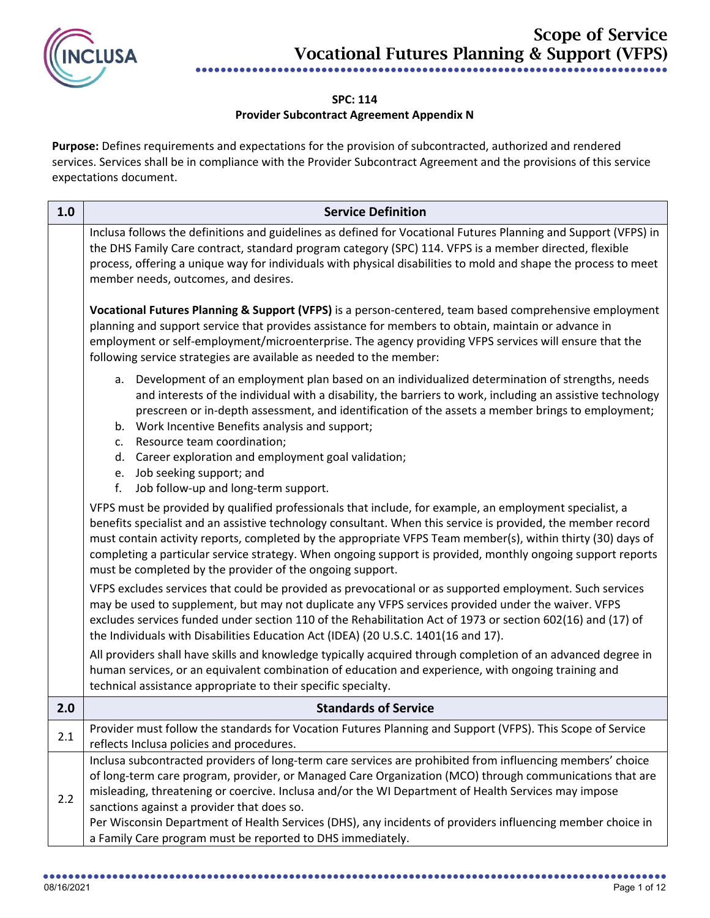# Scope of Service
# Vocational Futures Planning & Support (VFPS)

**SPC: 114**
**Provider Subcontract Agreement Appendix N**

**Purpose:** Defines requirements and expectations for the provision of subcontracted, authorized and rendered services. Services shall be in compliance with the Provider Subcontract Agreement and the provisions of this service expectations document.

| 1.0 | Service Definition |
|---|---|
| | Inclusa follows the definitions and guidelines as defined for Vocational Futures Planning and Support (VFPS) in the DHS Family Care contract, standard program category (SPC) 114. VFPS is a member directed, flexible process, offering a unique way for individuals with physical disabilities to mold and shape the process to meet member needs, outcomes, and desires.<br><br>**Vocational Futures Planning & Support (VFPS)** is a person-centered, team based comprehensive employment planning and support service that provides assistance for members to obtain, maintain or advance in employment or self-employment/microenterprise. The agency providing VFPS services will ensure that the following service strategies are available as needed to the member:<br><br>a. Development of an employment plan based on an individualized determination of strengths, needs and interests of the individual with a disability, the barriers to work, including an assistive technology prescreen or in-depth assessment, and identification of the assets a member brings to employment;<br>b. Work Incentive Benefits analysis and support;<br>c. Resource team coordination;<br>d. Career exploration and employment goal validation;<br>e. Job seeking support; and<br>f. Job follow-up and long-term support.<br><br>VFPS must be provided by qualified professionals that include, for example, an employment specialist, a benefits specialist and an assistive technology consultant. When this service is provided, the member record must contain activity reports, completed by the appropriate VFPS Team member(s), within thirty (30) days of completing a particular service strategy. When ongoing support is provided, monthly ongoing support reports must be completed by the provider of the ongoing support.<br><br>VFPS excludes services that could be provided as prevocational or as supported employment. Such services may be used to supplement, but may not duplicate any VFPS services provided under the waiver. VFPS excludes services funded under section 110 of the Rehabilitation Act of 1973 or section 602(16) and (17) of the Individuals with Disabilities Education Act (IDEA) (20 U.S.C. 1401(16 and 17).<br><br>All providers shall have skills and knowledge typically acquired through completion of an advanced degree in human services, or an equivalent combination of education and experience, with ongoing training and technical assistance appropriate to their specific specialty. |
| **2.0** | **Standards of Service** |
| 2.1 | Provider must follow the standards for Vocation Futures Planning and Support (VFPS). This Scope of Service reflects Inclusa policies and procedures. |
| 2.2 | Inclusa subcontracted providers of long-term care services are prohibited from influencing members' choice of long-term care program, provider, or Managed Care Organization (MCO) through communications that are misleading, threatening or coercive. Inclusa and/or the WI Department of Health Services may impose sanctions against a provider that does so.<br>Per Wisconsin Department of Health Services (DHS), any incidents of providers influencing member choice in a Family Care program must be reported to DHS immediately. |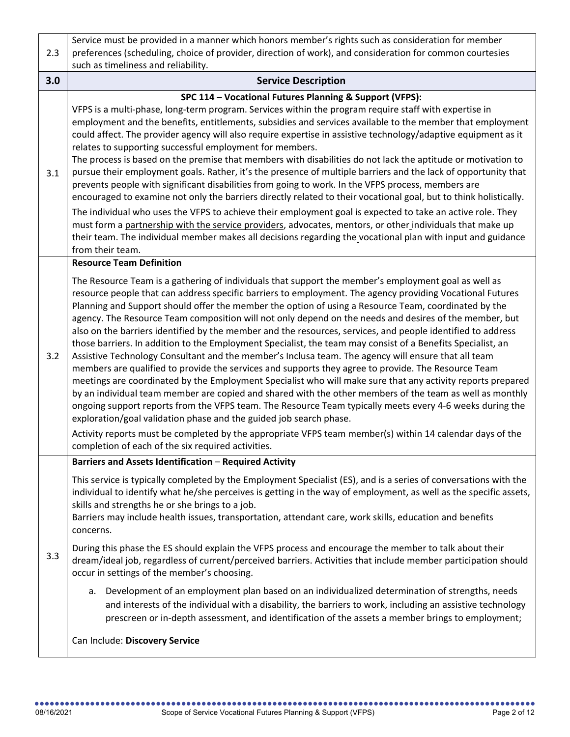| | |
|---|---|
| 2.3 | Service must be provided in a manner which honors member's rights such as consideration for member preferences (scheduling, choice of provider, direction of work), and consideration for common courtesies such as timeliness and reliability. |
| **3.0** | **Service Description** |
| 3.1 | **SPC 114 – Vocational Futures Planning & Support (VFPS):**<br>VFPS is a multi-phase, long-term program. Services within the program require staff with expertise in employment and the benefits, entitlements, subsidies and services available to the member that employment could affect. The provider agency will also require expertise in assistive technology/adaptive equipment as it relates to supporting successful employment for members.<br>The process is based on the premise that members with disabilities do not lack the aptitude or motivation to pursue their employment goals. Rather, it's the presence of multiple barriers and the lack of opportunity that prevents people with significant disabilities from going to work. In the VFPS process, members are encouraged to examine not only the barriers directly related to their vocational goal, but to think holistically.<br>The individual who uses the VFPS to achieve their employment goal is expected to take an active role. They must form a partnership with the service providers, advocates, mentors, or other individuals that make up their team. The individual member makes all decisions regarding the vocational plan with input and guidance from their team. |
| 3.2 | **Resource Team Definition**<br>The Resource Team is a gathering of individuals that support the member's employment goal as well as resource people that can address specific barriers to employment. The agency providing Vocational Futures Planning and Support should offer the member the option of using a Resource Team, coordinated by the agency. The Resource Team composition will not only depend on the needs and desires of the member, but also on the barriers identified by the member and the resources, services, and people identified to address those barriers. In addition to the Employment Specialist, the team may consist of a Benefits Specialist, an Assistive Technology Consultant and the member's Inclusa team. The agency will ensure that all team members are qualified to provide the services and supports they agree to provide. The Resource Team meetings are coordinated by the Employment Specialist who will make sure that any activity reports prepared by an individual team member are copied and shared with the other members of the team as well as monthly ongoing support reports from the VFPS team. The Resource Team typically meets every 4-6 weeks during the exploration/goal validation phase and the guided job search phase.<br>Activity reports must be completed by the appropriate VFPS team member(s) within 14 calendar days of the completion of each of the six required activities. |
| 3.3 | **Barriers and Assets Identification – Required Activity**<br>This service is typically completed by the Employment Specialist (ES), and is a series of conversations with the individual to identify what he/she perceives is getting in the way of employment, as well as the specific assets, skills and strengths he or she brings to a job.<br>Barriers may include health issues, transportation, attendant care, work skills, education and benefits concerns.<br>During this phase the ES should explain the VFPS process and encourage the member to talk about their dream/ideal job, regardless of current/perceived barriers. Activities that include member participation should occur in settings of the member's choosing.<br>a. Development of an employment plan based on an individualized determination of strengths, needs and interests of the individual with a disability, the barriers to work, including an assistive technology prescreen or in-depth assessment, and identification of the assets a member brings to employment;<br>Can Include: **Discovery Service** |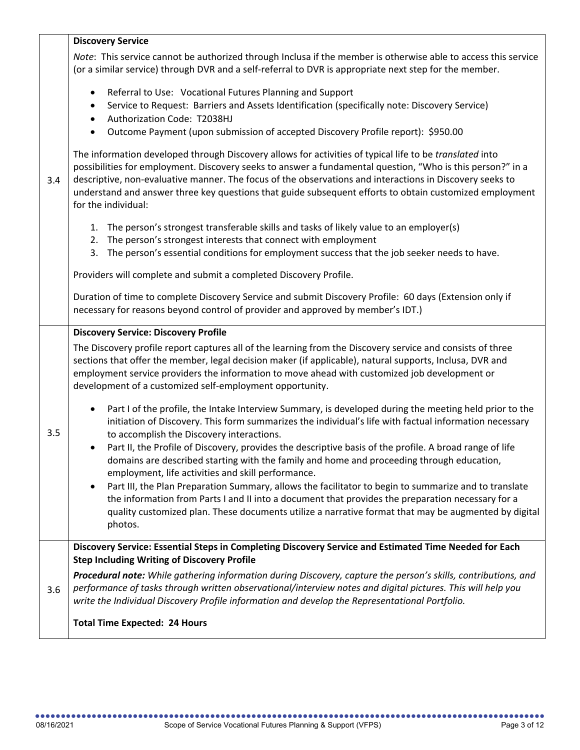| | |
|---|---|
| 3.4 | **Discovery Service**<br><br>*Note*: This service cannot be authorized through Inclusa if the member is otherwise able to access this service (or a similar service) through DVR and a self-referral to DVR is appropriate next step for the member.<br><br>• Referral to Use: Vocational Futures Planning and Support<br>• Service to Request: Barriers and Assets Identification (specifically note: Discovery Service)<br>• Authorization Code: T2038HJ<br>• Outcome Payment (upon submission of accepted Discovery Profile report): $950.00<br><br>The information developed through Discovery allows for activities of typical life to be *translated* into possibilities for employment. Discovery seeks to answer a fundamental question, "Who is this person?" in a descriptive, non-evaluative manner. The focus of the observations and interactions in Discovery seeks to understand and answer three key questions that guide subsequent efforts to obtain customized employment for the individual:<br><br>1. The person's strongest transferable skills and tasks of likely value to an employer(s)<br>2. The person's strongest interests that connect with employment<br>3. The person's essential conditions for employment success that the job seeker needs to have.<br><br>Providers will complete and submit a completed Discovery Profile.<br><br>Duration of time to complete Discovery Service and submit Discovery Profile: 60 days (Extension only if necessary for reasons beyond control of provider and approved by member's IDT.) |
| 3.5 | **Discovery Service: Discovery Profile**<br><br>The Discovery profile report captures all of the learning from the Discovery service and consists of three sections that offer the member, legal decision maker (if applicable), natural supports, Inclusa, DVR and employment service providers the information to move ahead with customized job development or development of a customized self-employment opportunity.<br><br>• Part I of the profile, the Intake Interview Summary, is developed during the meeting held prior to the initiation of Discovery. This form summarizes the individual's life with factual information necessary to accomplish the Discovery interactions.<br>• Part II, the Profile of Discovery, provides the descriptive basis of the profile. A broad range of life domains are described starting with the family and home and proceeding through education, employment, life activities and skill performance.<br>• Part III, the Plan Preparation Summary, allows the facilitator to begin to summarize and to translate the information from Parts I and II into a document that provides the preparation necessary for a quality customized plan. These documents utilize a narrative format that may be augmented by digital photos. |
| 3.6 | **Discovery Service: Essential Steps in Completing Discovery Service and Estimated Time Needed for Each Step Including Writing of Discovery Profile**<br><br>***Procedural note:*** *While gathering information during Discovery, capture the person's skills, contributions, and performance of tasks through written observational/interview notes and digital pictures. This will help you write the Individual Discovery Profile information and develop the Representational Portfolio.*<br><br>**Total Time Expected: 24 Hours** |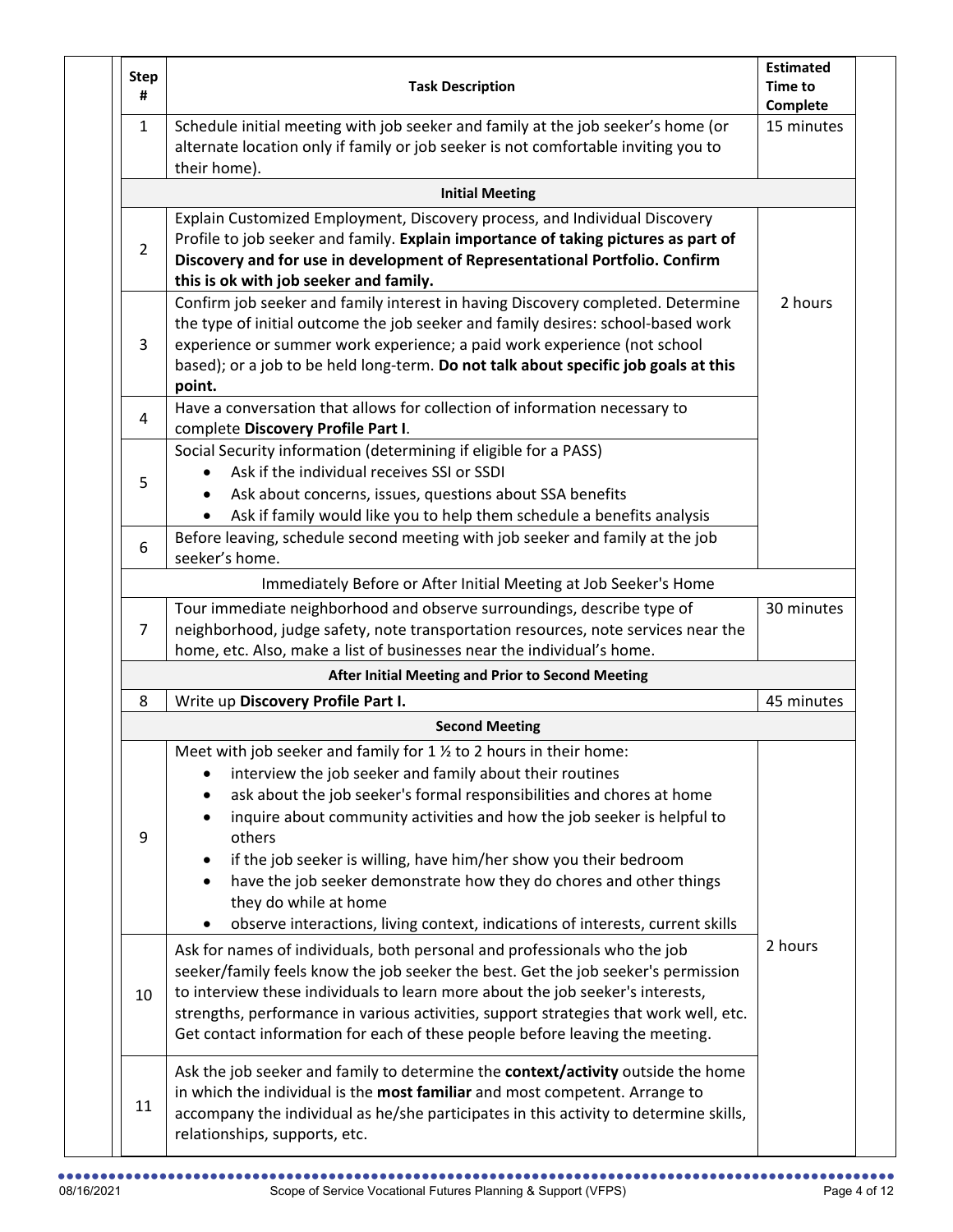| Step # | Task Description | Estimated Time to Complete |
|---|---|---|
| 1 | Schedule initial meeting with job seeker and family at the job seeker's home (or alternate location only if family or job seeker is not comfortable inviting you to their home). | 15 minutes |
| | **Initial Meeting** | |
| 2 | Explain Customized Employment, Discovery process, and Individual Discovery Profile to job seeker and family. **Explain importance of taking pictures as part of Discovery and for use in development of Representational Portfolio. Confirm this is ok with job seeker and family.** | 2 hours |
| 3 | Confirm job seeker and family interest in having Discovery completed. Determine the type of initial outcome the job seeker and family desires: school-based work experience or summer work experience; a paid work experience (not school based); or a job to be held long-term. **Do not talk about specific job goals at this point.** | |
| 4 | Have a conversation that allows for collection of information necessary to complete **Discovery Profile Part I**. | |
| 5 | Social Security information (determining if eligible for a PASS)<br>• Ask if the individual receives SSI or SSDI<br>• Ask about concerns, issues, questions about SSA benefits<br>• Ask if family would like you to help them schedule a benefits analysis | |
| 6 | Before leaving, schedule second meeting with job seeker and family at the job seeker's home. | |
| | Immediately Before or After Initial Meeting at Job Seeker's Home | |
| 7 | Tour immediate neighborhood and observe surroundings, describe type of neighborhood, judge safety, note transportation resources, note services near the home, etc. Also, make a list of businesses near the individual's home. | 30 minutes |
| | **After Initial Meeting and Prior to Second Meeting** | |
| 8 | Write up **Discovery Profile Part I.** | 45 minutes |
| | **Second Meeting** | |
| 9 | Meet with job seeker and family for 1 ½ to 2 hours in their home:<br>• interview the job seeker and family about their routines<br>• ask about the job seeker's formal responsibilities and chores at home<br>• inquire about community activities and how the job seeker is helpful to others<br>• if the job seeker is willing, have him/her show you their bedroom<br>• have the job seeker demonstrate how they do chores and other things they do while at home<br>• observe interactions, living context, indications of interests, current skills | 2 hours |
| 10 | Ask for names of individuals, both personal and professionals who the job seeker/family feels know the job seeker the best. Get the job seeker's permission to interview these individuals to learn more about the job seeker's interests, strengths, performance in various activities, support strategies that work well, etc. Get contact information for each of these people before leaving the meeting. | |
| 11 | Ask the job seeker and family to determine the **context/activity** outside the home in which the individual is the **most familiar** and most competent. Arrange to accompany the individual as he/she participates in this activity to determine skills, relationships, supports, etc. | |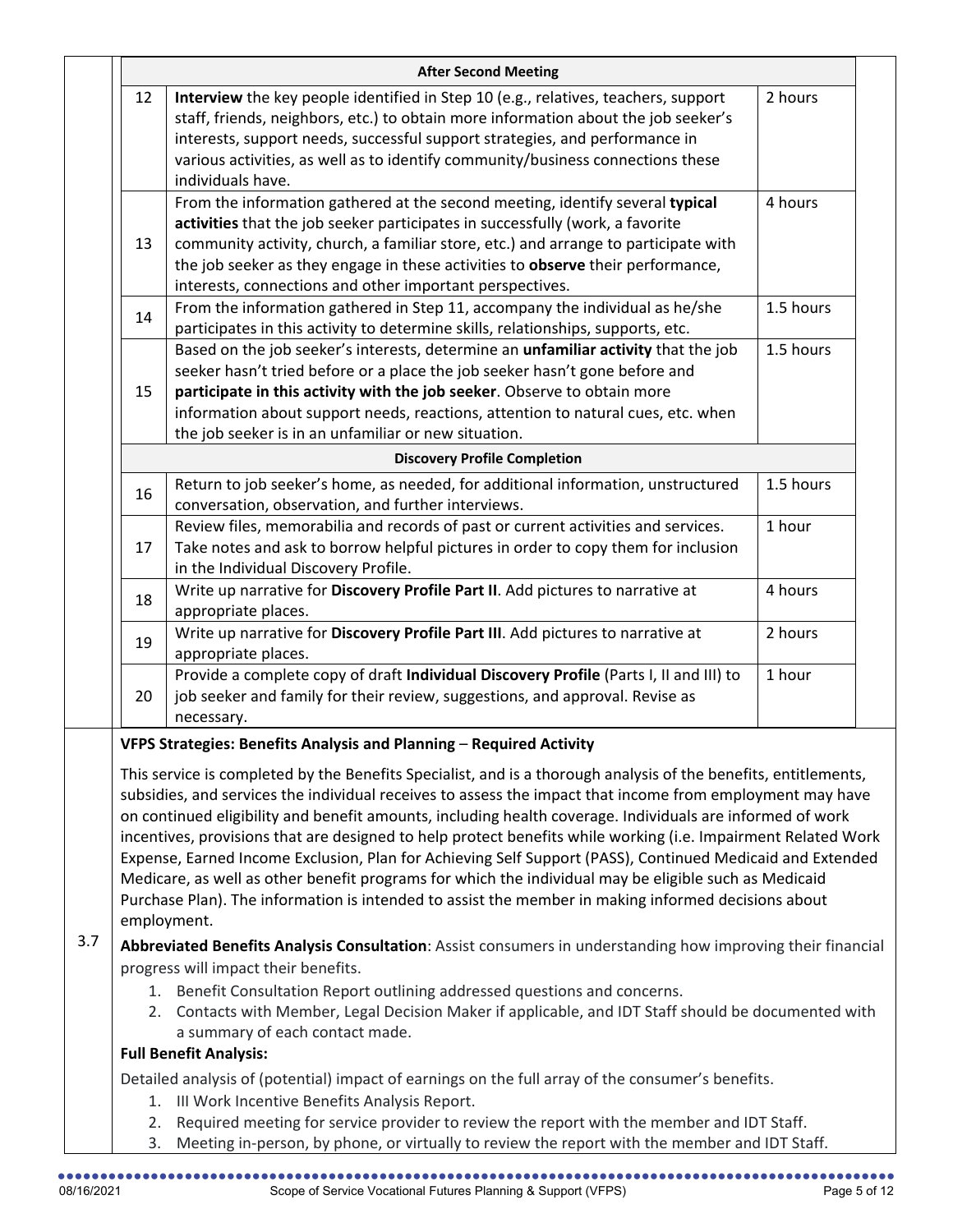| | Step | Activity | Time |
|---|---|---|---|
| | | **After Second Meeting** | |
| | 12 | **Interview** the key people identified in Step 10 (e.g., relatives, teachers, support staff, friends, neighbors, etc.) to obtain more information about the job seeker's interests, support needs, successful support strategies, and performance in various activities, as well as to identify community/business connections these individuals have. | 2 hours |
| | 13 | From the information gathered at the second meeting, identify several **typical activities** that the job seeker participates in successfully (work, a favorite community activity, church, a familiar store, etc.) and arrange to participate with the job seeker as they engage in these activities to **observe** their performance, interests, connections and other important perspectives. | 4 hours |
| | 14 | From the information gathered in Step 11, accompany the individual as he/she participates in this activity to determine skills, relationships, supports, etc. | 1.5 hours |
| | 15 | Based on the job seeker's interests, determine an **unfamiliar activity** that the job seeker hasn't tried before or a place the job seeker hasn't gone before and **participate in this activity with the job seeker**. Observe to obtain more information about support needs, reactions, attention to natural cues, etc. when the job seeker is in an unfamiliar or new situation. | 1.5 hours |
| | | **Discovery Profile Completion** | |
| | 16 | Return to job seeker's home, as needed, for additional information, unstructured conversation, observation, and further interviews. | 1.5 hours |
| | 17 | Review files, memorabilia and records of past or current activities and services. Take notes and ask to borrow helpful pictures in order to copy them for inclusion in the Individual Discovery Profile. | 1 hour |
| | 18 | Write up narrative for **Discovery Profile Part II**. Add pictures to narrative at appropriate places. | 4 hours |
| | 19 | Write up narrative for **Discovery Profile Part III**. Add pictures to narrative at appropriate places. | 2 hours |
| | 20 | Provide a complete copy of draft **Individual Discovery Profile** (Parts I, II and III) to job seeker and family for their review, suggestions, and approval. Revise as necessary. | 1 hour |

**3.7**

**VFPS Strategies: Benefits Analysis and Planning – Required Activity**

This service is completed by the Benefits Specialist, and is a thorough analysis of the benefits, entitlements, subsidies, and services the individual receives to assess the impact that income from employment may have on continued eligibility and benefit amounts, including health coverage. Individuals are informed of work incentives, provisions that are designed to help protect benefits while working (i.e. Impairment Related Work Expense, Earned Income Exclusion, Plan for Achieving Self Support (PASS), Continued Medicaid and Extended Medicare, as well as other benefit programs for which the individual may be eligible such as Medicaid Purchase Plan). The information is intended to assist the member in making informed decisions about employment.

**Abbreviated Benefits Analysis Consultation**: Assist consumers in understanding how improving their financial progress will impact their benefits.

1. Benefit Consultation Report outlining addressed questions and concerns.
2. Contacts with Member, Legal Decision Maker if applicable, and IDT Staff should be documented with a summary of each contact made.

**Full Benefit Analysis:**

Detailed analysis of (potential) impact of earnings on the full array of the consumer's benefits.

1. III Work Incentive Benefits Analysis Report.
2. Required meeting for service provider to review the report with the member and IDT Staff.
3. Meeting in-person, by phone, or virtually to review the report with the member and IDT Staff.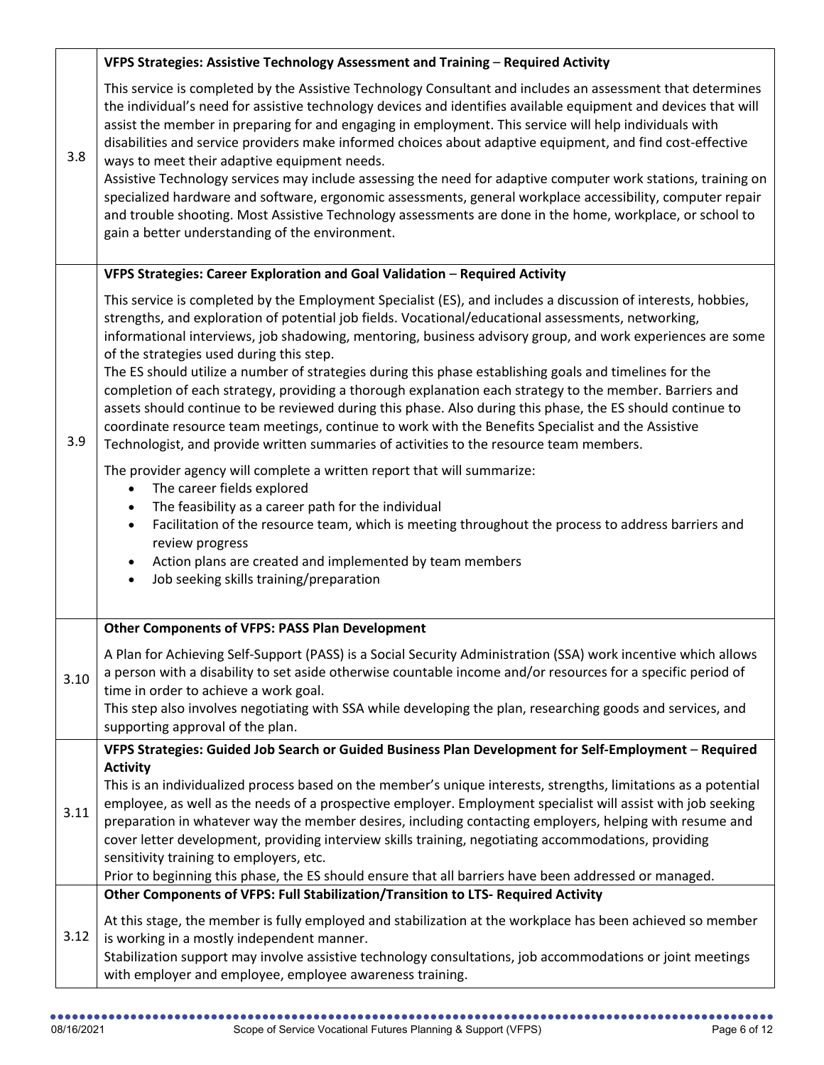| | |
|---|---|
| 3.8 | **VFPS Strategies: Assistive Technology Assessment and Training – Required Activity**<br><br>This service is completed by the Assistive Technology Consultant and includes an assessment that determines the individual's need for assistive technology devices and identifies available equipment and devices that will assist the member in preparing for and engaging in employment. This service will help individuals with disabilities and service providers make informed choices about adaptive equipment, and find cost-effective ways to meet their adaptive equipment needs.<br>Assistive Technology services may include assessing the need for adaptive computer work stations, training on specialized hardware and software, ergonomic assessments, general workplace accessibility, computer repair and trouble shooting. Most Assistive Technology assessments are done in the home, workplace, or school to gain a better understanding of the environment. |
| 3.9 | **VFPS Strategies: Career Exploration and Goal Validation – Required Activity**<br><br>This service is completed by the Employment Specialist (ES), and includes a discussion of interests, hobbies, strengths, and exploration of potential job fields. Vocational/educational assessments, networking, informational interviews, job shadowing, mentoring, business advisory group, and work experiences are some of the strategies used during this step.<br>The ES should utilize a number of strategies during this phase establishing goals and timelines for the completion of each strategy, providing a thorough explanation each strategy to the member. Barriers and assets should continue to be reviewed during this phase. Also during this phase, the ES should continue to coordinate resource team meetings, continue to work with the Benefits Specialist and the Assistive Technologist, and provide written summaries of activities to the resource team members.<br><br>The provider agency will complete a written report that will summarize:<br>• The career fields explored<br>• The feasibility as a career path for the individual<br>• Facilitation of the resource team, which is meeting throughout the process to address barriers and review progress<br>• Action plans are created and implemented by team members<br>• Job seeking skills training/preparation |
| 3.10 | **Other Components of VFPS: PASS Plan Development**<br><br>A Plan for Achieving Self-Support (PASS) is a Social Security Administration (SSA) work incentive which allows a person with a disability to set aside otherwise countable income and/or resources for a specific period of time in order to achieve a work goal.<br>This step also involves negotiating with SSA while developing the plan, researching goods and services, and supporting approval of the plan. |
| 3.11 | **VFPS Strategies: Guided Job Search or Guided Business Plan Development for Self-Employment – Required Activity**<br>This is an individualized process based on the member's unique interests, strengths, limitations as a potential employee, as well as the needs of a prospective employer. Employment specialist will assist with job seeking preparation in whatever way the member desires, including contacting employers, helping with resume and cover letter development, providing interview skills training, negotiating accommodations, providing sensitivity training to employers, etc.<br>Prior to beginning this phase, the ES should ensure that all barriers have been addressed or managed. |
| 3.12 | **Other Components of VFPS: Full Stabilization/Transition to LTS- Required Activity**<br><br>At this stage, the member is fully employed and stabilization at the workplace has been achieved so member is working in a mostly independent manner.<br>Stabilization support may involve assistive technology consultations, job accommodations or joint meetings with employer and employee, employee awareness training. |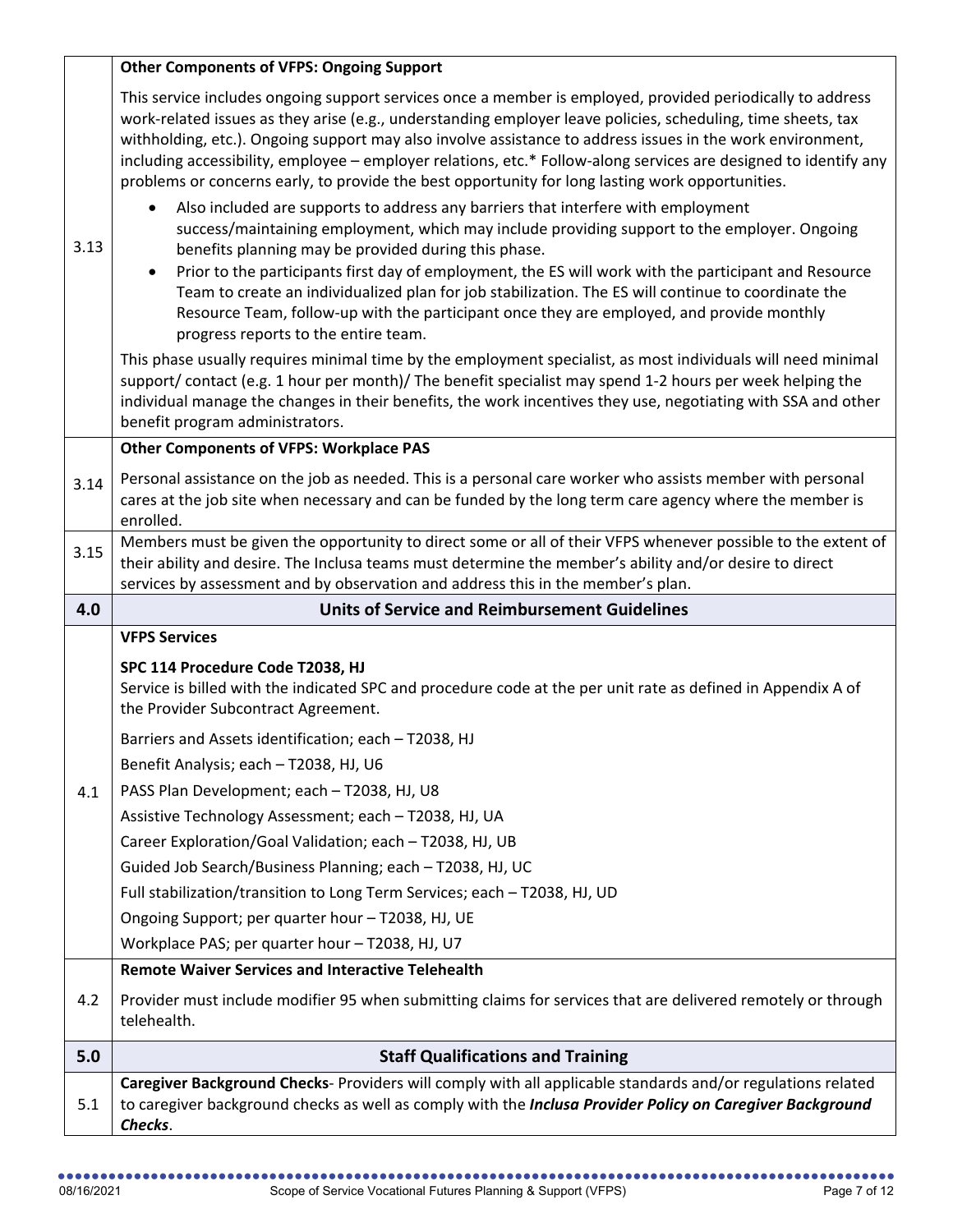| | |
|---|---|
| 3.13 | **Other Components of VFPS: Ongoing Support**<br><br>This service includes ongoing support services once a member is employed, provided periodically to address work-related issues as they arise (e.g., understanding employer leave policies, scheduling, time sheets, tax withholding, etc.). Ongoing support may also involve assistance to address issues in the work environment, including accessibility, employee – employer relations, etc.* Follow-along services are designed to identify any problems or concerns early, to provide the best opportunity for long lasting work opportunities.<br><br>• Also included are supports to address any barriers that interfere with employment success/maintaining employment, which may include providing support to the employer. Ongoing benefits planning may be provided during this phase.<br>• Prior to the participants first day of employment, the ES will work with the participant and Resource Team to create an individualized plan for job stabilization. The ES will continue to coordinate the Resource Team, follow-up with the participant once they are employed, and provide monthly progress reports to the entire team.<br><br>This phase usually requires minimal time by the employment specialist, as most individuals will need minimal support/ contact (e.g. 1 hour per month)/ The benefit specialist may spend 1-2 hours per week helping the individual manage the changes in their benefits, the work incentives they use, negotiating with SSA and other benefit program administrators. |
| 3.14 | **Other Components of VFPS: Workplace PAS**<br><br>Personal assistance on the job as needed. This is a personal care worker who assists member with personal cares at the job site when necessary and can be funded by the long term care agency where the member is enrolled. |
| 3.15 | Members must be given the opportunity to direct some or all of their VFPS whenever possible to the extent of their ability and desire. The Inclusa teams must determine the member's ability and/or desire to direct services by assessment and by observation and address this in the member's plan. |
| **4.0** | **Units of Service and Reimbursement Guidelines** |
| 4.1 | **VFPS Services**<br><br>**SPC 114 Procedure Code T2038, HJ**<br>Service is billed with the indicated SPC and procedure code at the per unit rate as defined in Appendix A of the Provider Subcontract Agreement.<br><br>Barriers and Assets identification; each – T2038, HJ<br>Benefit Analysis; each – T2038, HJ, U6<br>PASS Plan Development; each – T2038, HJ, U8<br>Assistive Technology Assessment; each – T2038, HJ, UA<br>Career Exploration/Goal Validation; each – T2038, HJ, UB<br>Guided Job Search/Business Planning; each – T2038, HJ, UC<br>Full stabilization/transition to Long Term Services; each – T2038, HJ, UD<br>Ongoing Support; per quarter hour – T2038, HJ, UE<br>Workplace PAS; per quarter hour – T2038, HJ, U7 |
| 4.2 | **Remote Waiver Services and Interactive Telehealth**<br><br>Provider must include modifier 95 when submitting claims for services that are delivered remotely or through telehealth. |
| **5.0** | **Staff Qualifications and Training** |
| 5.1 | **Caregiver Background Checks**- Providers will comply with all applicable standards and/or regulations related to caregiver background checks as well as comply with the ***Inclusa Provider Policy on Caregiver Background Checks***. |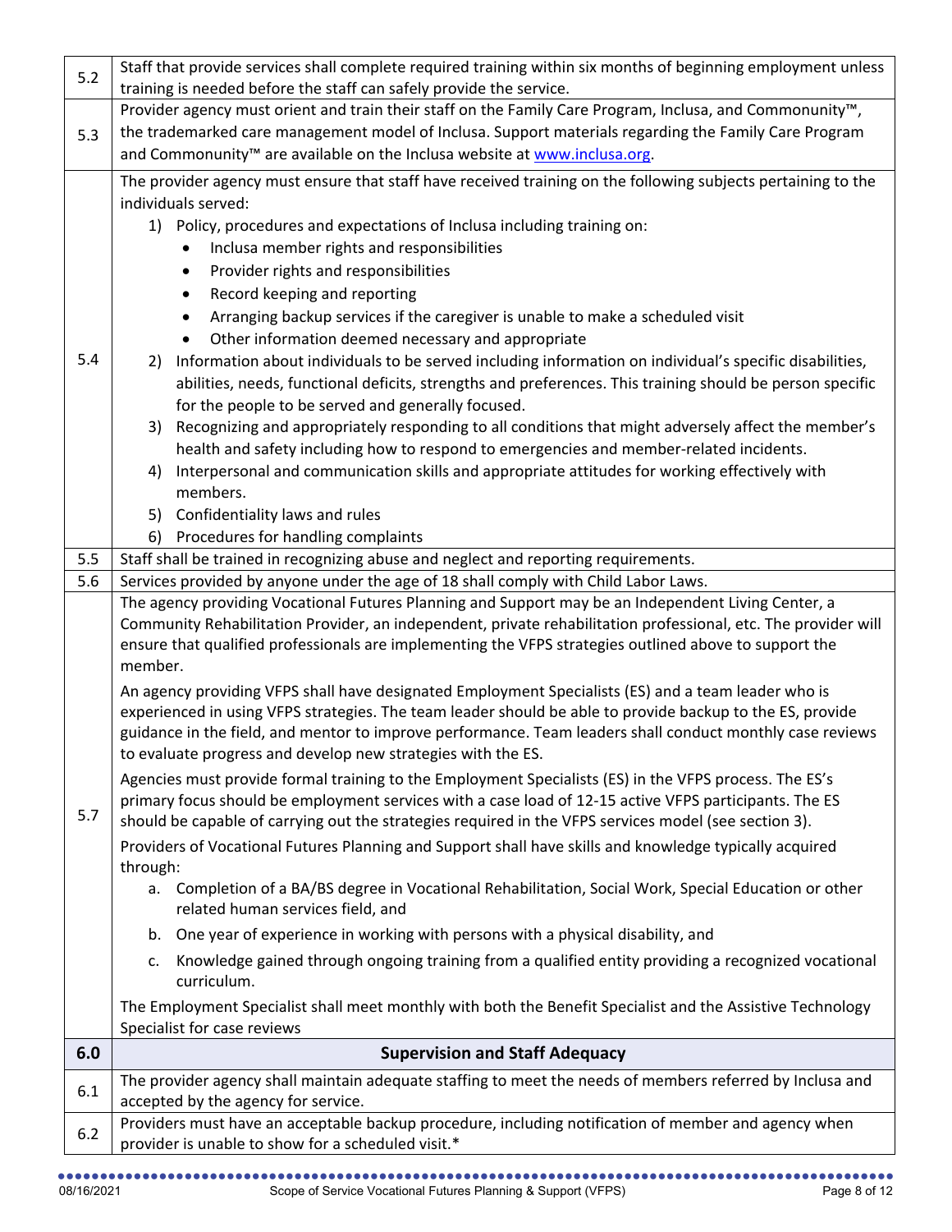| | |
|---|---|
| 5.2 | Staff that provide services shall complete required training within six months of beginning employment unless training is needed before the staff can safely provide the service. |
| 5.3 | Provider agency must orient and train their staff on the Family Care Program, Inclusa, and Commonunity™, the trademarked care management model of Inclusa. Support materials regarding the Family Care Program and Commonunity™ are available on the Inclusa website at [www.inclusa.org](http://www.inclusa.org). |
| 5.4 | The provider agency must ensure that staff have received training on the following subjects pertaining to the individuals served:<br>1) Policy, procedures and expectations of Inclusa including training on:<br>• Inclusa member rights and responsibilities<br>• Provider rights and responsibilities<br>• Record keeping and reporting<br>• Arranging backup services if the caregiver is unable to make a scheduled visit<br>• Other information deemed necessary and appropriate<br>2) Information about individuals to be served including information on individual's specific disabilities, abilities, needs, functional deficits, strengths and preferences. This training should be person specific for the people to be served and generally focused.<br>3) Recognizing and appropriately responding to all conditions that might adversely affect the member's health and safety including how to respond to emergencies and member-related incidents.<br>4) Interpersonal and communication skills and appropriate attitudes for working effectively with members.<br>5) Confidentiality laws and rules<br>6) Procedures for handling complaints |
| 5.5 | Staff shall be trained in recognizing abuse and neglect and reporting requirements. |
| 5.6 | Services provided by anyone under the age of 18 shall comply with Child Labor Laws. |
| 5.7 | The agency providing Vocational Futures Planning and Support may be an Independent Living Center, a Community Rehabilitation Provider, an independent, private rehabilitation professional, etc. The provider will ensure that qualified professionals are implementing the VFPS strategies outlined above to support the member.<br><br>An agency providing VFPS shall have designated Employment Specialists (ES) and a team leader who is experienced in using VFPS strategies. The team leader should be able to provide backup to the ES, provide guidance in the field, and mentor to improve performance. Team leaders shall conduct monthly case reviews to evaluate progress and develop new strategies with the ES.<br><br>Agencies must provide formal training to the Employment Specialists (ES) in the VFPS process. The ES's primary focus should be employment services with a case load of 12-15 active VFPS participants. The ES should be capable of carrying out the strategies required in the VFPS services model (see section 3).<br><br>Providers of Vocational Futures Planning and Support shall have skills and knowledge typically acquired through:<br>a. Completion of a BA/BS degree in Vocational Rehabilitation, Social Work, Special Education or other related human services field, and<br>b. One year of experience in working with persons with a physical disability, and<br>c. Knowledge gained through ongoing training from a qualified entity providing a recognized vocational curriculum.<br><br>The Employment Specialist shall meet monthly with both the Benefit Specialist and the Assistive Technology Specialist for case reviews |
| **6.0** | **Supervision and Staff Adequacy** |
| 6.1 | The provider agency shall maintain adequate staffing to meet the needs of members referred by Inclusa and accepted by the agency for service. |
| 6.2 | Providers must have an acceptable backup procedure, including notification of member and agency when provider is unable to show for a scheduled visit.* |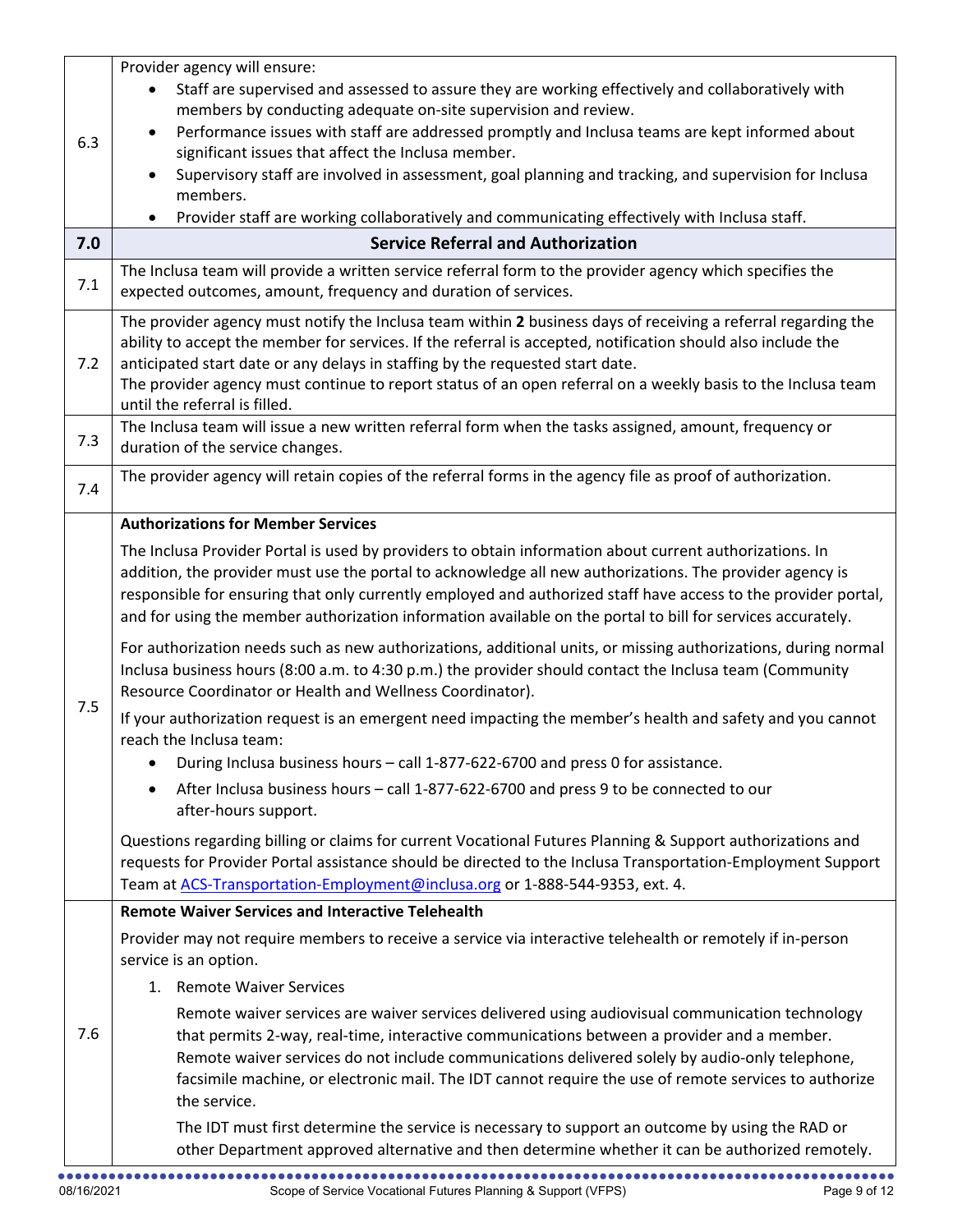| | |
|---|---|
| 6.3 | Provider agency will ensure:<br>• Staff are supervised and assessed to assure they are working effectively and collaboratively with members by conducting adequate on-site supervision and review.<br>• Performance issues with staff are addressed promptly and Inclusa teams are kept informed about significant issues that affect the Inclusa member.<br>• Supervisory staff are involved in assessment, goal planning and tracking, and supervision for Inclusa members.<br>• Provider staff are working collaboratively and communicating effectively with Inclusa staff. |
| **7.0** | **Service Referral and Authorization** |
| 7.1 | The Inclusa team will provide a written service referral form to the provider agency which specifies the expected outcomes, amount, frequency and duration of services. |
| 7.2 | The provider agency must notify the Inclusa team within **2** business days of receiving a referral regarding the ability to accept the member for services. If the referral is accepted, notification should also include the anticipated start date or any delays in staffing by the requested start date.<br>The provider agency must continue to report status of an open referral on a weekly basis to the Inclusa team until the referral is filled. |
| 7.3 | The Inclusa team will issue a new written referral form when the tasks assigned, amount, frequency or duration of the service changes. |
| 7.4 | The provider agency will retain copies of the referral forms in the agency file as proof of authorization. |
| 7.5 | **Authorizations for Member Services**<br>The Inclusa Provider Portal is used by providers to obtain information about current authorizations. In addition, the provider must use the portal to acknowledge all new authorizations. The provider agency is responsible for ensuring that only currently employed and authorized staff have access to the provider portal, and for using the member authorization information available on the portal to bill for services accurately.<br>For authorization needs such as new authorizations, additional units, or missing authorizations, during normal Inclusa business hours (8:00 a.m. to 4:30 p.m.) the provider should contact the Inclusa team (Community Resource Coordinator or Health and Wellness Coordinator).<br>If your authorization request is an emergent need impacting the member's health and safety and you cannot reach the Inclusa team:<br>• During Inclusa business hours – call 1-877-622-6700 and press 0 for assistance.<br>• After Inclusa business hours – call 1-877-622-6700 and press 9 to be connected to our after-hours support.<br>Questions regarding billing or claims for current Vocational Futures Planning & Support authorizations and requests for Provider Portal assistance should be directed to the Inclusa Transportation-Employment Support Team at ACS-Transportation-Employment@inclusa.org or 1-888-544-9353, ext. 4. |
| 7.6 | **Remote Waiver Services and Interactive Telehealth**<br>Provider may not require members to receive a service via interactive telehealth or remotely if in-person service is an option.<br>1. Remote Waiver Services<br>Remote waiver services are waiver services delivered using audiovisual communication technology that permits 2-way, real-time, interactive communications between a provider and a member. Remote waiver services do not include communications delivered solely by audio-only telephone, facsimile machine, or electronic mail. The IDT cannot require the use of remote services to authorize the service.<br>The IDT must first determine the service is necessary to support an outcome by using the RAD or other Department approved alternative and then determine whether it can be authorized remotely. |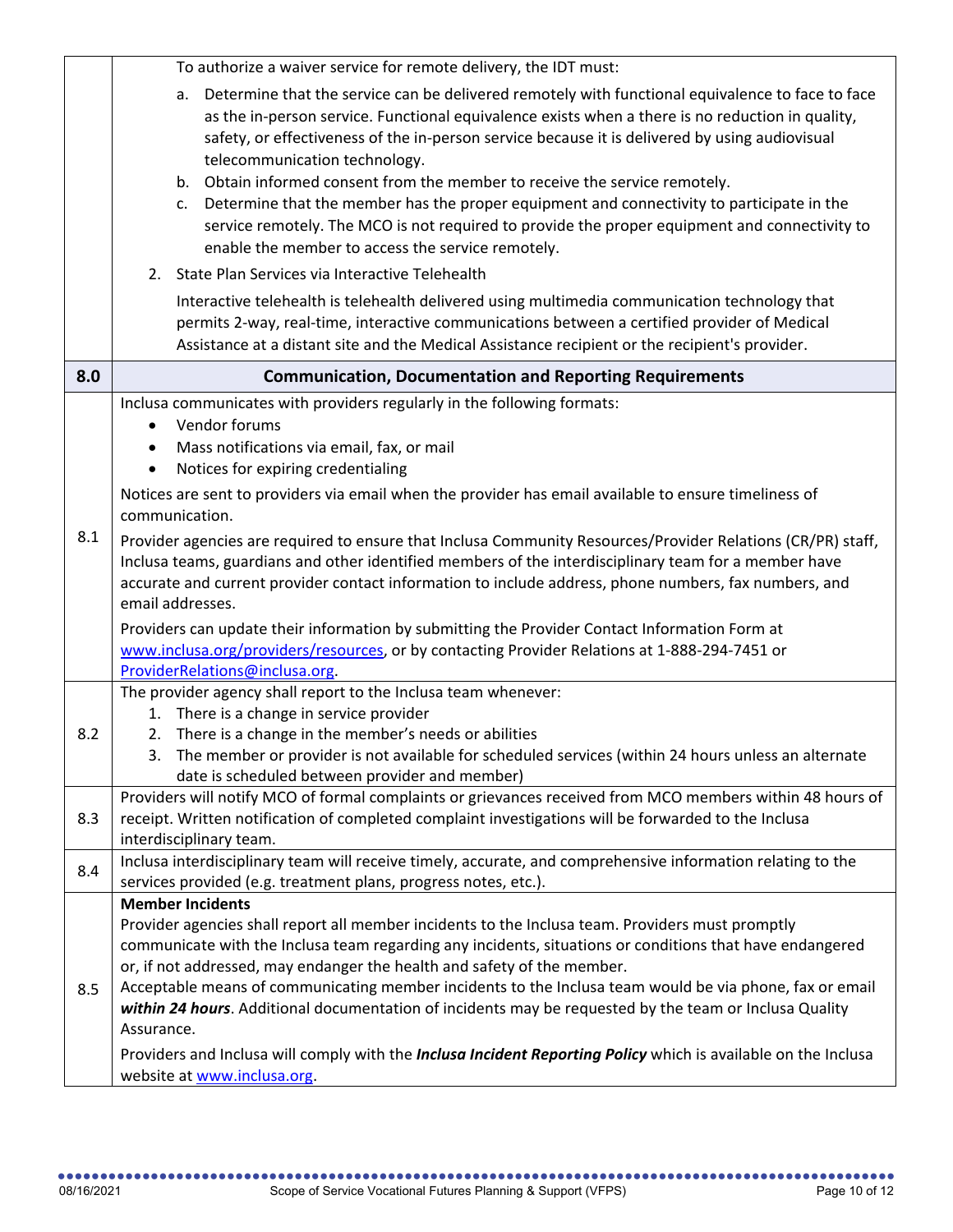| | |
|---|---|
| | To authorize a waiver service for remote delivery, the IDT must:<br>a. Determine that the service can be delivered remotely with functional equivalence to face to face as the in-person service. Functional equivalence exists when a there is no reduction in quality, safety, or effectiveness of the in-person service because it is delivered by using audiovisual telecommunication technology.<br>b. Obtain informed consent from the member to receive the service remotely.<br>c. Determine that the member has the proper equipment and connectivity to participate in the service remotely. The MCO is not required to provide the proper equipment and connectivity to enable the member to access the service remotely.<br>2. State Plan Services via Interactive Telehealth<br>Interactive telehealth is telehealth delivered using multimedia communication technology that permits 2-way, real-time, interactive communications between a certified provider of Medical Assistance at a distant site and the Medical Assistance recipient or the recipient's provider. |
| **8.0** | **Communication, Documentation and Reporting Requirements** |
| 8.1 | Inclusa communicates with providers regularly in the following formats:<br>• Vendor forums<br>• Mass notifications via email, fax, or mail<br>• Notices for expiring credentialing<br>Notices are sent to providers via email when the provider has email available to ensure timeliness of communication.<br>Provider agencies are required to ensure that Inclusa Community Resources/Provider Relations (CR/PR) staff, Inclusa teams, guardians and other identified members of the interdisciplinary team for a member have accurate and current provider contact information to include address, phone numbers, fax numbers, and email addresses.<br>Providers can update their information by submitting the Provider Contact Information Form at www.inclusa.org/providers/resources, or by contacting Provider Relations at 1-888-294-7451 or ProviderRelations@inclusa.org. |
| 8.2 | The provider agency shall report to the Inclusa team whenever:<br>1. There is a change in service provider<br>2. There is a change in the member's needs or abilities<br>3. The member or provider is not available for scheduled services (within 24 hours unless an alternate date is scheduled between provider and member) |
| 8.3 | Providers will notify MCO of formal complaints or grievances received from MCO members within 48 hours of receipt. Written notification of completed complaint investigations will be forwarded to the Inclusa interdisciplinary team. |
| 8.4 | Inclusa interdisciplinary team will receive timely, accurate, and comprehensive information relating to the services provided (e.g. treatment plans, progress notes, etc.). |
| 8.5 | **Member Incidents**<br>Provider agencies shall report all member incidents to the Inclusa team. Providers must promptly communicate with the Inclusa team regarding any incidents, situations or conditions that have endangered or, if not addressed, may endanger the health and safety of the member.<br>Acceptable means of communicating member incidents to the Inclusa team would be via phone, fax or email ***within 24 hours***. Additional documentation of incidents may be requested by the team or Inclusa Quality Assurance.<br>Providers and Inclusa will comply with the ***Inclusa Incident Reporting Policy*** which is available on the Inclusa website at www.inclusa.org. |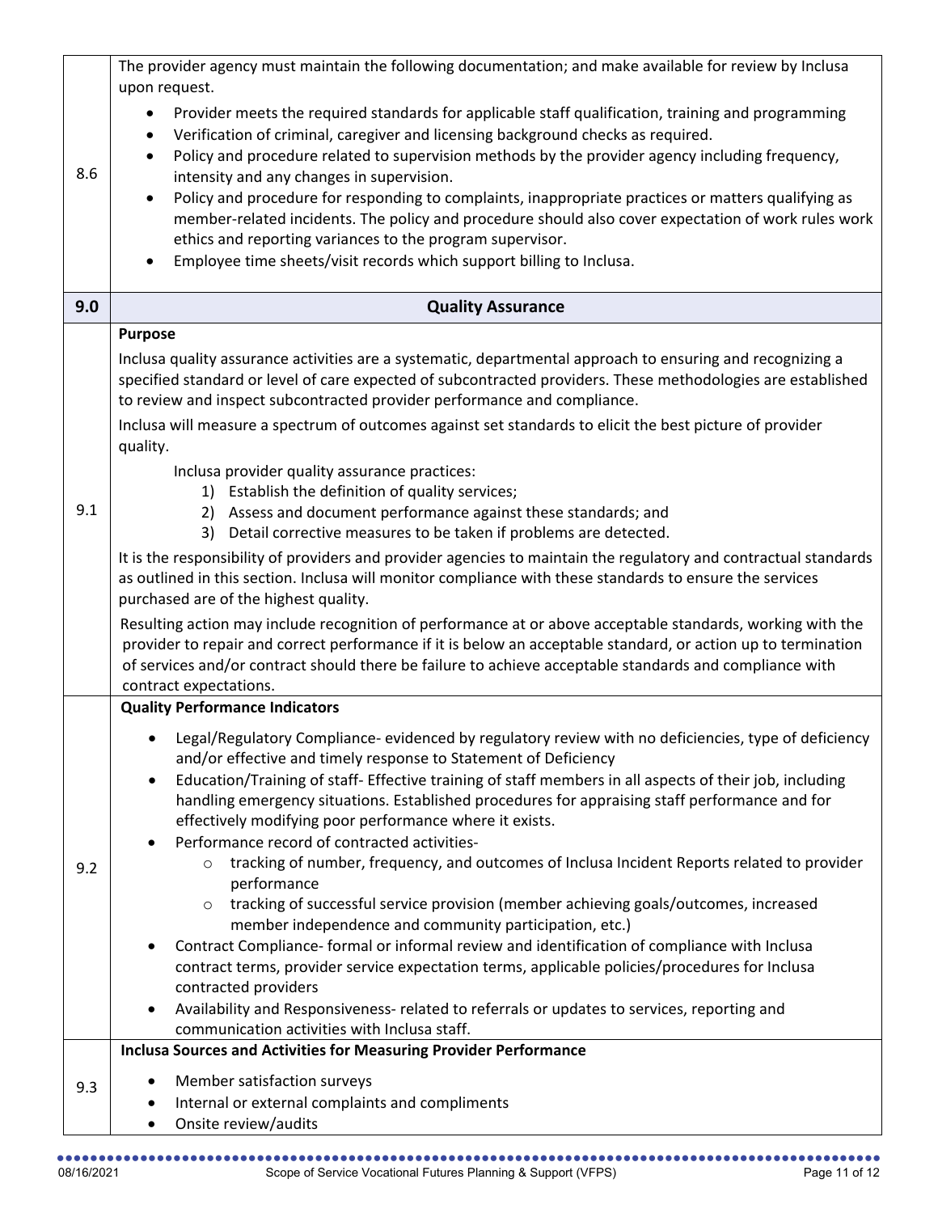| | |
|---|---|
| 8.6 | The provider agency must maintain the following documentation; and make available for review by Inclusa upon request.<br><br>• Provider meets the required standards for applicable staff qualification, training and programming<br>• Verification of criminal, caregiver and licensing background checks as required.<br>• Policy and procedure related to supervision methods by the provider agency including frequency, intensity and any changes in supervision.<br>• Policy and procedure for responding to complaints, inappropriate practices or matters qualifying as member-related incidents. The policy and procedure should also cover expectation of work rules work ethics and reporting variances to the program supervisor.<br>• Employee time sheets/visit records which support billing to Inclusa. |
| **9.0** | **Quality Assurance** |
| 9.1 | **Purpose**<br><br>Inclusa quality assurance activities are a systematic, departmental approach to ensuring and recognizing a specified standard or level of care expected of subcontracted providers. These methodologies are established to review and inspect subcontracted provider performance and compliance.<br><br>Inclusa will measure a spectrum of outcomes against set standards to elicit the best picture of provider quality.<br><br>Inclusa provider quality assurance practices:<br>1) Establish the definition of quality services;<br>2) Assess and document performance against these standards; and<br>3) Detail corrective measures to be taken if problems are detected.<br><br>It is the responsibility of providers and provider agencies to maintain the regulatory and contractual standards as outlined in this section. Inclusa will monitor compliance with these standards to ensure the services purchased are of the highest quality.<br><br>Resulting action may include recognition of performance at or above acceptable standards, working with the provider to repair and correct performance if it is below an acceptable standard, or action up to termination of services and/or contract should there be failure to achieve acceptable standards and compliance with contract expectations. |
| 9.2 | **Quality Performance Indicators**<br><br>• Legal/Regulatory Compliance- evidenced by regulatory review with no deficiencies, type of deficiency and/or effective and timely response to Statement of Deficiency<br>• Education/Training of staff- Effective training of staff members in all aspects of their job, including handling emergency situations. Established procedures for appraising staff performance and for effectively modifying poor performance where it exists.<br>• Performance record of contracted activities-<br>&nbsp;&nbsp;&nbsp;&nbsp;○ tracking of number, frequency, and outcomes of Inclusa Incident Reports related to provider performance<br>&nbsp;&nbsp;&nbsp;&nbsp;○ tracking of successful service provision (member achieving goals/outcomes, increased member independence and community participation, etc.)<br>• Contract Compliance- formal or informal review and identification of compliance with Inclusa contract terms, provider service expectation terms, applicable policies/procedures for Inclusa contracted providers<br>• Availability and Responsiveness- related to referrals or updates to services, reporting and communication activities with Inclusa staff. |
| 9.3 | **Inclusa Sources and Activities for Measuring Provider Performance**<br><br>• Member satisfaction surveys<br>• Internal or external complaints and compliments<br>• Onsite review/audits |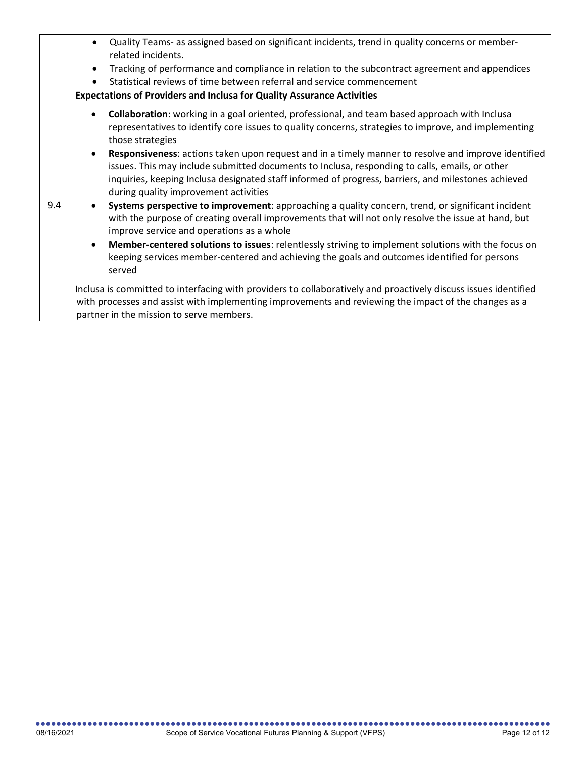| | |
|---|---|
| | • Quality Teams- as assigned based on significant incidents, trend in quality concerns or member-related incidents.<br>• Tracking of performance and compliance in relation to the subcontract agreement and appendices<br>• Statistical reviews of time between referral and service commencement |
| 9.4 | **Expectations of Providers and Inclusa for Quality Assurance Activities**<br>• **Collaboration**: working in a goal oriented, professional, and team based approach with Inclusa representatives to identify core issues to quality concerns, strategies to improve, and implementing those strategies<br>• **Responsiveness**: actions taken upon request and in a timely manner to resolve and improve identified issues. This may include submitted documents to Inclusa, responding to calls, emails, or other inquiries, keeping Inclusa designated staff informed of progress, barriers, and milestones achieved during quality improvement activities<br>• **Systems perspective to improvement**: approaching a quality concern, trend, or significant incident with the purpose of creating overall improvements that will not only resolve the issue at hand, but improve service and operations as a whole<br>• **Member-centered solutions to issues**: relentlessly striving to implement solutions with the focus on keeping services member-centered and achieving the goals and outcomes identified for persons served<br><br>Inclusa is committed to interfacing with providers to collaboratively and proactively discuss issues identified with processes and assist with implementing improvements and reviewing the impact of the changes as a partner in the mission to serve members. |